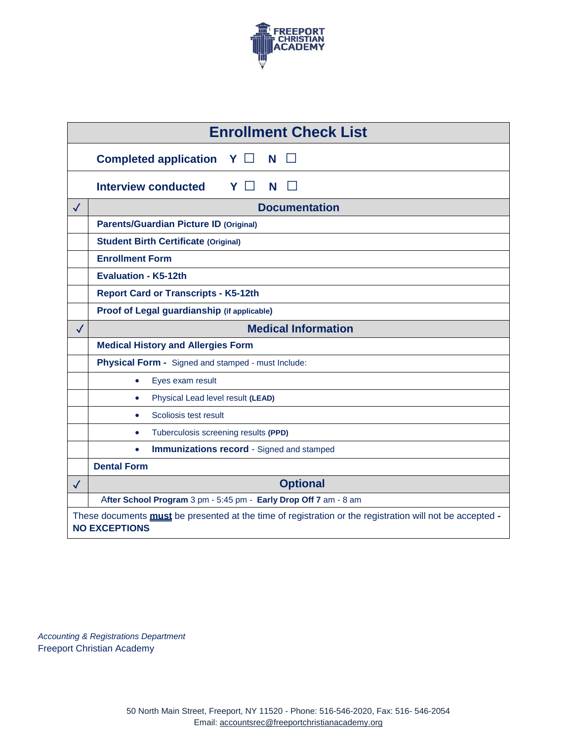FREEPORT CHRISTIAN ACADEMY

| Enrollment Check List | |
|---|---|
| | **Completed application** Y ☐ N ☐ |
| | **Interview conducted** Y ☐ N ☐ |
| ✓ | **Documentation** |
| | **Parents/Guardian Picture ID (Original)** |
| | **Student Birth Certificate (Original)** |
| | **Enrollment Form** |
| | **Evaluation - K5-12th** |
| | **Report Card or Transcripts - K5-12th** |
| | **Proof of Legal guardianship (if applicable)** |
| ✓ | **Medical Information** |
| | **Medical History and Allergies Form** |
| | **Physical Form -** Signed and stamped - must Include: |
| | • Eyes exam result |
| | • Physical Lead level result **(LEAD)** |
| | • Scoliosis test result |
| | • Tuberculosis screening results **(PPD)** |
| | • **Immunizations record** - Signed and stamped |
| | **Dental Form** |
| ✓ | **Optional** |
| | A**fter School Program** 3 pm - 5:45 pm - **Early Drop Off 7** am - 8 am |

These documents **must** be presented at the time of registration or the registration will not be accepted **- NO EXCEPTIONS**

*Accounting & Registrations Department*
Freeport Christian Academy

50 North Main Street, Freeport, NY 11520 - Phone: 516-546-2020, Fax: 516- 546-2054
Email: accountsrec@freeportchristianacademy.org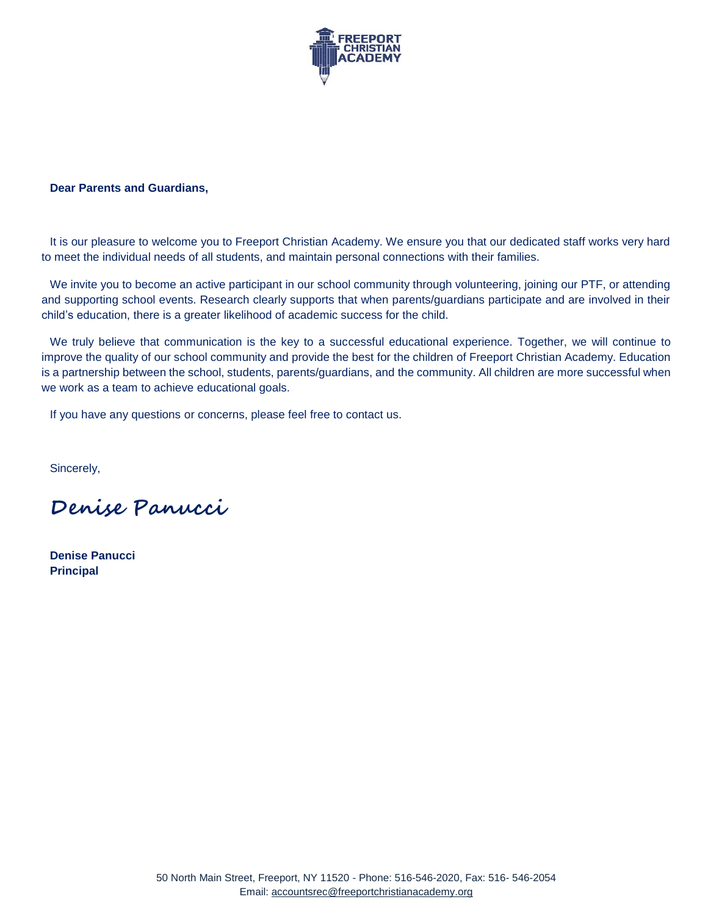**Dear Parents and Guardians,**

It is our pleasure to welcome you to Freeport Christian Academy. We ensure you that our dedicated staff works very hard to meet the individual needs of all students, and maintain personal connections with their families.

We invite you to become an active participant in our school community through volunteering, joining our PTF, or attending and supporting school events. Research clearly supports that when parents/guardians participate and are involved in their child's education, there is a greater likelihood of academic success for the child.

We truly believe that communication is the key to a successful educational experience. Together, we will continue to improve the quality of our school community and provide the best for the children of Freeport Christian Academy. Education is a partnership between the school, students, parents/guardians, and the community. All children are more successful when we work as a team to achieve educational goals.

If you have any questions or concerns, please feel free to contact us.

Sincerely,

*Denise Panucci*

**Denise Panucci**
**Principal**

50 North Main Street, Freeport, NY 11520 - Phone: 516-546-2020, Fax: 516- 546-2054
Email: accountsrec@freeportchristianacademy.org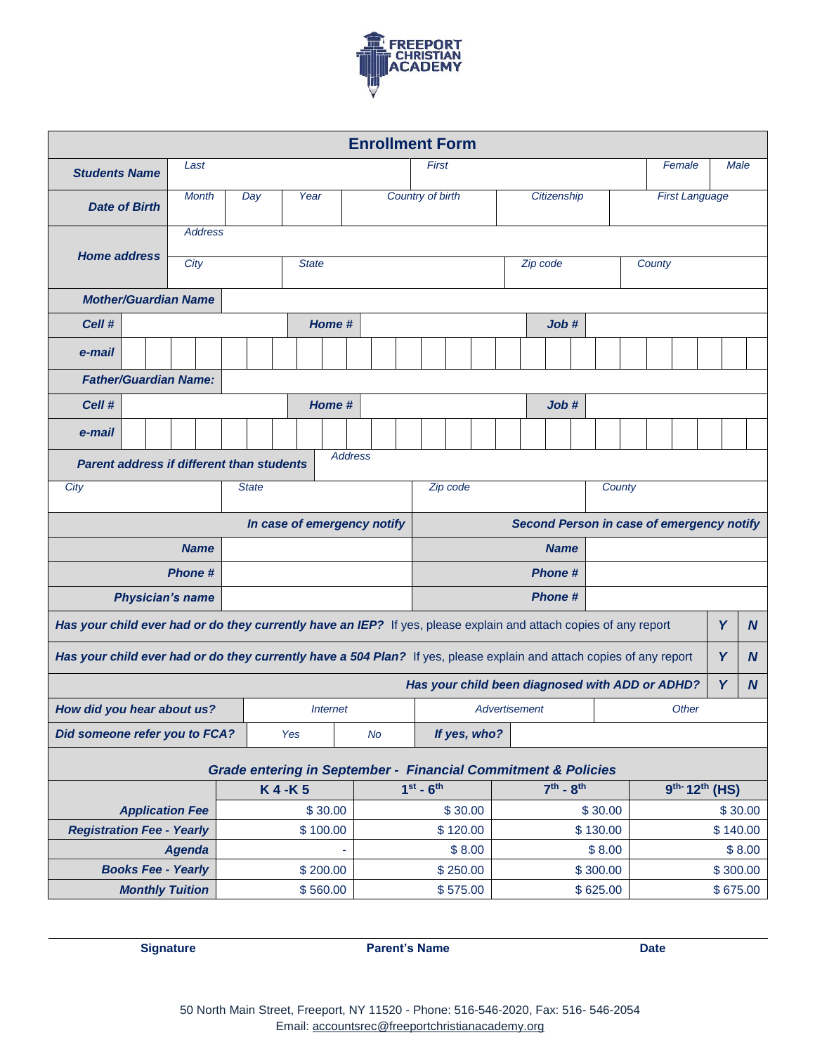FREEPORT CHRISTIAN ACADEMY

## Enrollment Form

| | | | |
|---|---|---|---|
| **Students Name** | Last | First | Female / Male |
| **Date of Birth** | Month / Day / Year | Country of birth / Citizenship | First Language |
| **Home address** | Address | | |
| | City / State | Zip code | County |

| | | | | | |
|---|---|---|---|---|---|
| **Mother/Guardian Name** | | | | | |
| **Cell #** | | **Home #** | | **Job #** | |
| **e-mail** | | | | | |
| **Father/Guardian Name:** | | | | | |
| **Cell #** | | **Home #** | | **Job #** | |
| **e-mail** | | | | | |
| **Parent address if different than students** | Address | | | | |
| City | State | Zip code | County | | |

| **In case of emergency notify** | | **Second Person in case of emergency notify** | |
|---|---|---|---|
| **Name** | | **Name** | |
| **Phone #** | | **Phone #** | |
| **Physician's name** | | **Phone #** | |

| | | |
|---|---|---|
| **Has your child ever had or do they currently have an IEP?** If yes, please explain and attach copies of any report | **Y** | **N** |
| **Has your child ever had or do they currently have a 504 Plan?** If yes, please explain and attach copies of any report | **Y** | **N** |
| **Has your child been diagnosed with ADD or ADHD?** | **Y** | **N** |

| | | | |
|---|---|---|---|
| **How did you hear about us?** | Internet | Advertisement | Other |
| **Did someone refer you to FCA?** | Yes / No | **If yes, who?** | |

### Grade entering in September - Financial Commitment & Policies

| | K 4 -K 5 | 1st - 6th | 7th - 8th | 9th - 12th (HS) |
|---|---|---|---|---|
| **Application Fee** | $ 30.00 | $ 30.00 | $ 30.00 | $ 30.00 |
| **Registration Fee - Yearly** | $ 100.00 | $ 120.00 | $ 130.00 | $ 140.00 |
| **Agenda** | - | $ 8.00 | $ 8.00 | $ 8.00 |
| **Books Fee - Yearly** | $ 200.00 | $ 250.00 | $ 300.00 | $ 300.00 |
| **Monthly Tuition** | $ 560.00 | $ 575.00 | $ 625.00 | $ 675.00 |

**Signature** &nbsp;&nbsp;&nbsp;&nbsp; **Parent's Name** &nbsp;&nbsp;&nbsp;&nbsp; **Date**

50 North Main Street, Freeport, NY 11520 - Phone: 516-546-2020, Fax: 516- 546-2054
Email: accountsrec@freeportchristianacademy.org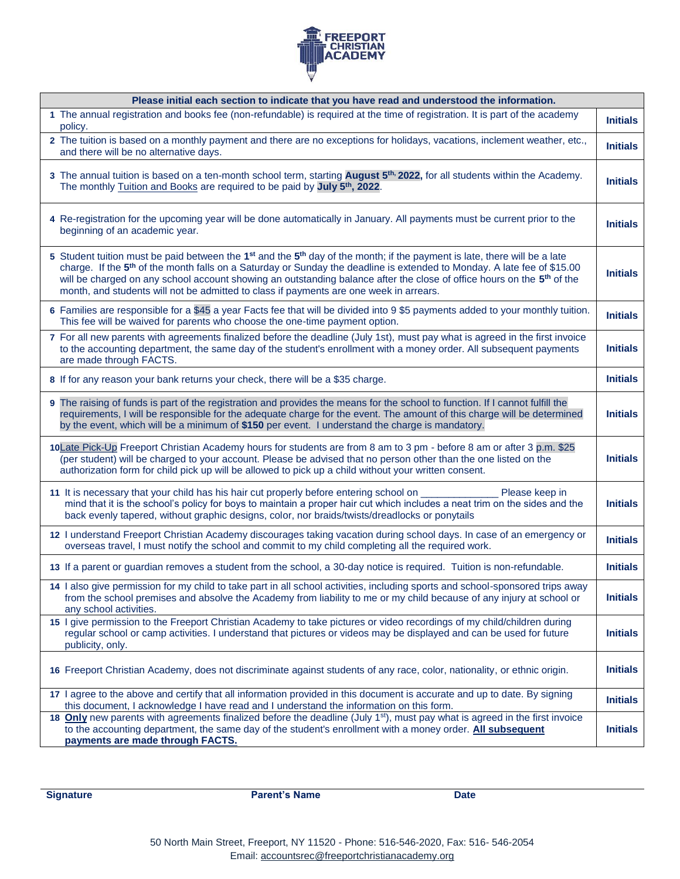FREEPORT CHRISTIAN ACADEMY

| Please initial each section to indicate that you have read and understood the information. | |
|---|---|
| **1** The annual registration and books fee (non-refundable) is required at the time of registration. It is part of the academy policy. | **Initials** |
| **2** The tuition is based on a monthly payment and there are no exceptions for holidays, vacations, inclement weather, etc., and there will be no alternative days. | **Initials** |
| **3** The annual tuition is based on a ten-month school term, starting **August 5th, 2022,** for all students within the Academy. The monthly Tuition and Books are required to be paid by **July 5th, 2022**. | **Initials** |
| **4** Re-registration for the upcoming year will be done automatically in January. All payments must be current prior to the beginning of an academic year. | **Initials** |
| **5** Student tuition must be paid between the **1st** and the **5th** day of the month; if the payment is late, there will be a late charge. If the **5th** of the month falls on a Saturday or Sunday the deadline is extended to Monday. A late fee of $15.00 will be charged on any school account showing an outstanding balance after the close of office hours on the **5th** of the month, and students will not be admitted to class if payments are one week in arrears. | **Initials** |
| **6** Families are responsible for a $45 a year Facts fee that will be divided into 9 $5 payments added to your monthly tuition. This fee will be waived for parents who choose the one-time payment option. | **Initials** |
| **7** For all new parents with agreements finalized before the deadline (July 1st), must pay what is agreed in the first invoice to the accounting department, the same day of the student's enrollment with a money order. All subsequent payments are made through FACTS. | **Initials** |
| **8** If for any reason your bank returns your check, there will be a $35 charge. | **Initials** |
| **9** The raising of funds is part of the registration and provides the means for the school to function. If I cannot fulfill the requirements, I will be responsible for the adequate charge for the event. The amount of this charge will be determined by the event, which will be a minimum of **$150** per event. I understand the charge is mandatory. | **Initials** |
| **10** Late Pick-Up Freeport Christian Academy hours for students are from 8 am to 3 pm - before 8 am or after 3 p.m. $25 (per student) will be charged to your account. Please be advised that no person other than the one listed on the authorization form for child pick up will be allowed to pick up a child without your written consent. | **Initials** |
| **11** It is necessary that your child has his hair cut properly before entering school on ______________ Please keep in mind that it is the school's policy for boys to maintain a proper hair cut which includes a neat trim on the sides and the back evenly tapered, without graphic designs, color, nor braids/twists/dreadlocks or ponytails | **Initials** |
| **12** I understand Freeport Christian Academy discourages taking vacation during school days. In case of an emergency or overseas travel, I must notify the school and commit to my child completing all the required work. | **Initials** |
| **13** If a parent or guardian removes a student from the school, a 30-day notice is required. Tuition is non-refundable. | **Initials** |
| **14** I also give permission for my child to take part in all school activities, including sports and school-sponsored trips away from the school premises and absolve the Academy from liability to me or my child because of any injury at school or any school activities. | **Initials** |
| **15** I give permission to the Freeport Christian Academy to take pictures or video recordings of my child/children during regular school or camp activities. I understand that pictures or videos may be displayed and can be used for future publicity, only. | **Initials** |
| **16** Freeport Christian Academy, does not discriminate against students of any race, color, nationality, or ethnic origin. | **Initials** |
| **17** I agree to the above and certify that all information provided in this document is accurate and up to date. By signing this document, I acknowledge I have read and I understand the information on this form. | **Initials** |
| **18** **Only** new parents with agreements finalized before the deadline (July 1st), must pay what is agreed in the first invoice to the accounting department, the same day of the student's enrollment with a money order. **All subsequent payments are made through FACTS.** | **Initials** |

**Signature** **Parent's Name** **Date**

50 North Main Street, Freeport, NY 11520 - Phone: 516-546-2020, Fax: 516- 546-2054
Email: accountsrec@freeportchristianacademy.org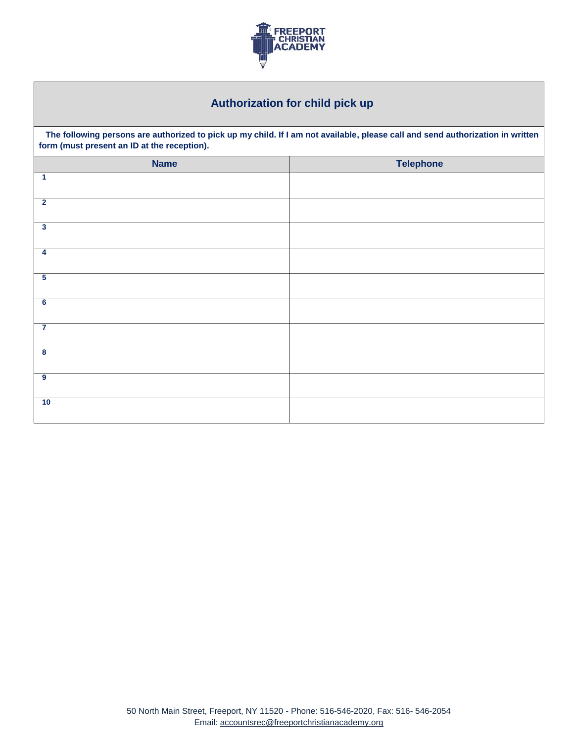## Authorization for child pick up

**The following persons are authorized to pick up my child. If I am not available, please call and send authorization in written form (must present an ID at the reception).**

| Name | Telephone |
| --- | --- |
| 1 | |
| 2 | |
| 3 | |
| 4 | |
| 5 | |
| 6 | |
| 7 | |
| 8 | |
| 9 | |
| 10 | |

50 North Main Street, Freeport, NY 11520 - Phone: 516-546-2020, Fax: 516- 546-2054
Email: accountsrec@freeportchristianacademy.org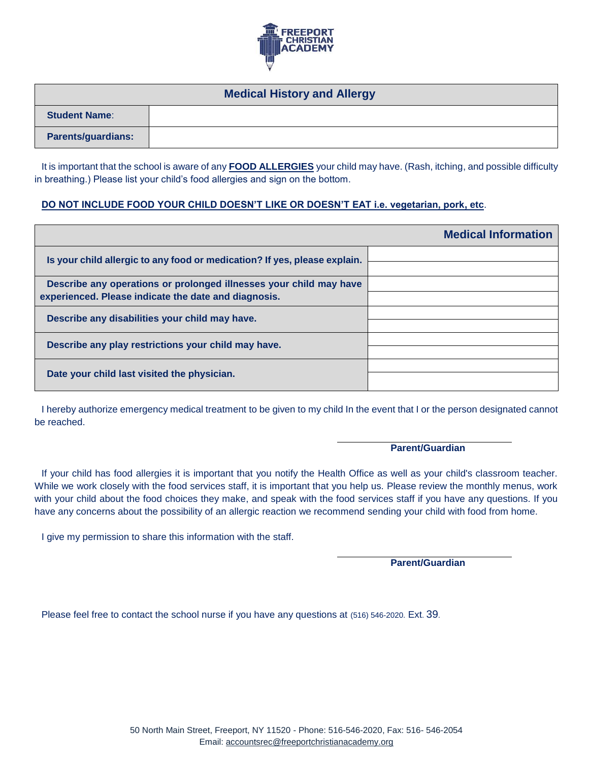# Medical History and Allergy

| Medical History and Allergy | |
|---|---|
| **Student Name**: | |
| **Parents/guardians:** | |

It is important that the school is aware of any **FOOD ALLERGIES** your child may have. (Rash, itching, and possible difficulty in breathing.) Please list your child's food allergies and sign on the bottom.

**DO NOT INCLUDE FOOD YOUR CHILD DOESN'T LIKE OR DOESN'T EAT i.e. vegetarian, pork, etc**.

| | **Medical Information** |
|---|---|
| **Is your child allergic to any food or medication? If yes, please explain.** | |
| **Describe any operations or prolonged illnesses your child may have experienced. Please indicate the date and diagnosis.** | |
| **Describe any disabilities your child may have.** | |
| **Describe any play restrictions your child may have.** | |
| **Date your child last visited the physician.** | |

I hereby authorize emergency medical treatment to be given to my child In the event that I or the person designated cannot be reached.

______________________________
**Parent/Guardian**

If your child has food allergies it is important that you notify the Health Office as well as your child's classroom teacher. While we work closely with the food services staff, it is important that you help us. Please review the monthly menus, work with your child about the food choices they make, and speak with the food services staff if you have any questions. If you have any concerns about the possibility of an allergic reaction we recommend sending your child with food from home.

I give my permission to share this information with the staff.

______________________________
**Parent/Guardian**

Please feel free to contact the school nurse if you have any questions at (516) 546-2020. Ext. 39.

50 North Main Street, Freeport, NY 11520 - Phone: 516-546-2020, Fax: 516- 546-2054
Email: accountsrec@freeportchristianacademy.org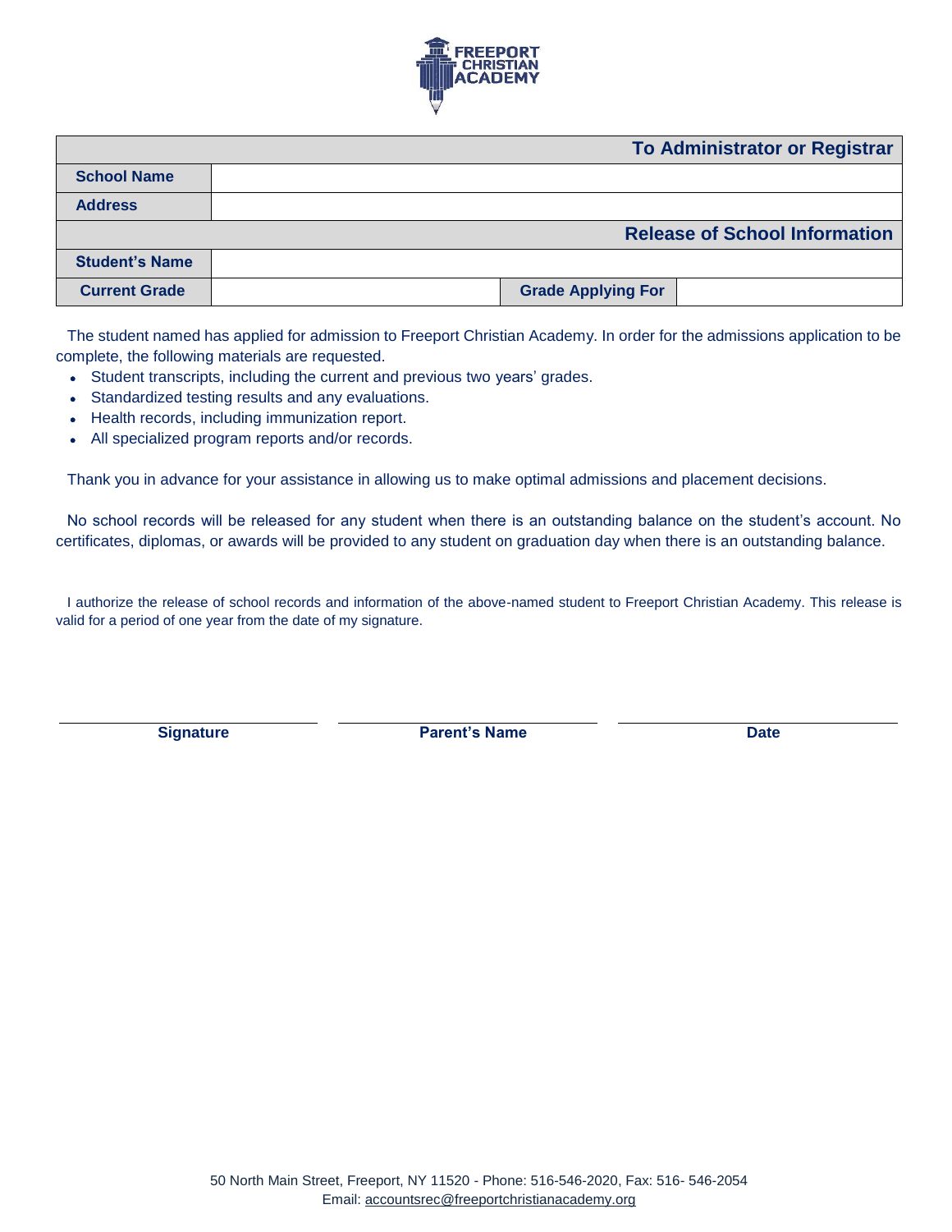FREEPORT CHRISTIAN ACADEMY

| To Administrator or Registrar | | | |
|---|---|---|---|
| **School Name** | | | |
| **Address** | | | |
| **Release of School Information** | | | |
| **Student's Name** | | | |
| **Current Grade** | | **Grade Applying For** | |

The student named has applied for admission to Freeport Christian Academy. In order for the admissions application to be complete, the following materials are requested.

- Student transcripts, including the current and previous two years' grades.
- Standardized testing results and any evaluations.
- Health records, including immunization report.
- All specialized program reports and/or records.

Thank you in advance for your assistance in allowing us to make optimal admissions and placement decisions.

No school records will be released for any student when there is an outstanding balance on the student's account. No certificates, diplomas, or awards will be provided to any student on graduation day when there is an outstanding balance.

I authorize the release of school records and information of the above-named student to Freeport Christian Academy. This release is valid for a period of one year from the date of my signature.

| Signature | Parent's Name | Date |
|---|---|---|
| | | |

50 North Main Street, Freeport, NY 11520 - Phone: 516-546-2020, Fax: 516- 546-2054
Email: accountsrec@freeportchristianacademy.org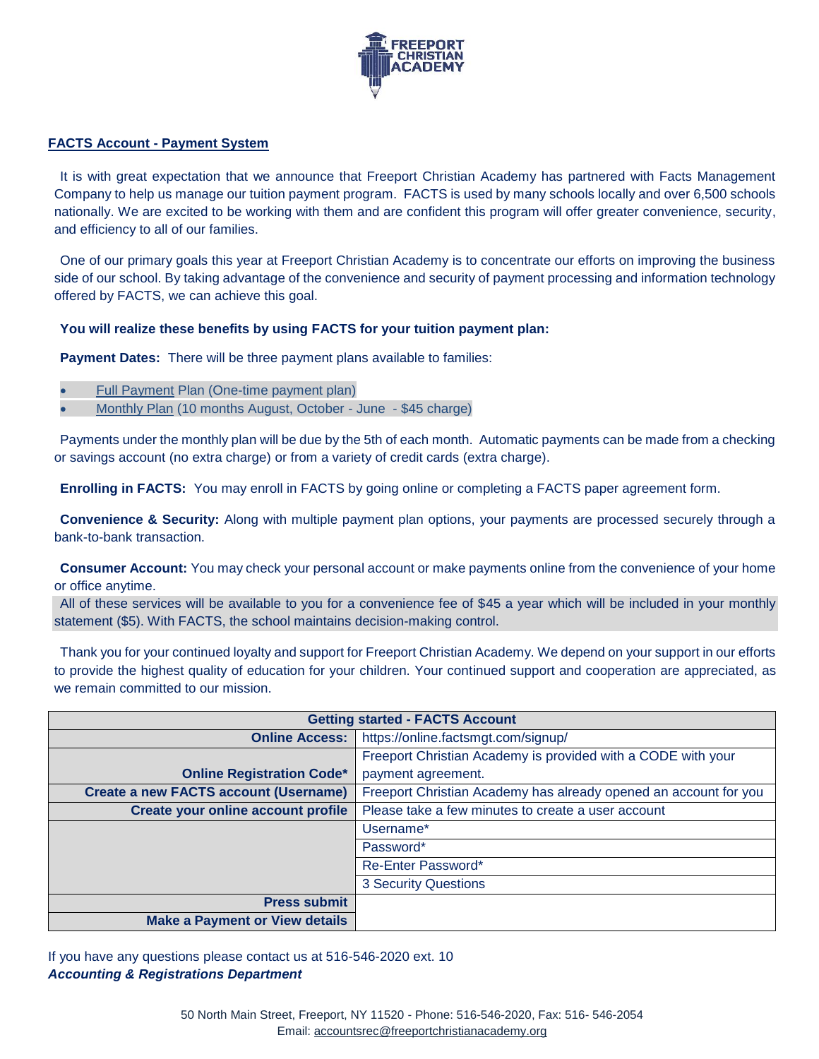## FACTS Account - Payment System

It is with great expectation that we announce that Freeport Christian Academy has partnered with Facts Management Company to help us manage our tuition payment program. FACTS is used by many schools locally and over 6,500 schools nationally. We are excited to be working with them and are confident this program will offer greater convenience, security, and efficiency to all of our families.

One of our primary goals this year at Freeport Christian Academy is to concentrate our efforts on improving the business side of our school. By taking advantage of the convenience and security of payment processing and information technology offered by FACTS, we can achieve this goal.

**You will realize these benefits by using FACTS for your tuition payment plan:**

**Payment Dates:** There will be three payment plans available to families:

- Full Payment Plan (One-time payment plan)
- Monthly Plan (10 months August, October - June - $45 charge)

Payments under the monthly plan will be due by the 5th of each month. Automatic payments can be made from a checking or savings account (no extra charge) or from a variety of credit cards (extra charge).

**Enrolling in FACTS:** You may enroll in FACTS by going online or completing a FACTS paper agreement form.

**Convenience & Security:** Along with multiple payment plan options, your payments are processed securely through a bank-to-bank transaction.

**Consumer Account:** You may check your personal account or make payments online from the convenience of your home or office anytime.

All of these services will be available to you for a convenience fee of $45 a year which will be included in your monthly statement ($5). With FACTS, the school maintains decision-making control.

Thank you for your continued loyalty and support for Freeport Christian Academy. We depend on your support in our efforts to provide the highest quality of education for your children. Your continued support and cooperation are appreciated, as we remain committed to our mission.

| Getting started - FACTS Account | |
|---|---|
| **Online Access:** | https://online.factsmgt.com/signup/ |
| **Online Registration Code*** | Freeport Christian Academy is provided with a CODE with your payment agreement. |
| **Create a new FACTS account (Username)** | Freeport Christian Academy has already opened an account for you |
| **Create your online account profile** | Please take a few minutes to create a user account |
| | Username* |
| | Password* |
| | Re-Enter Password* |
| | 3 Security Questions |
| **Press submit** | |
| **Make a Payment or View details** | |

If you have any questions please contact us at 516-546-2020 ext. 10

***Accounting & Registrations Department***

50 North Main Street, Freeport, NY 11520 - Phone: 516-546-2020, Fax: 516- 546-2054
Email: accountsrec@freeportchristianacademy.org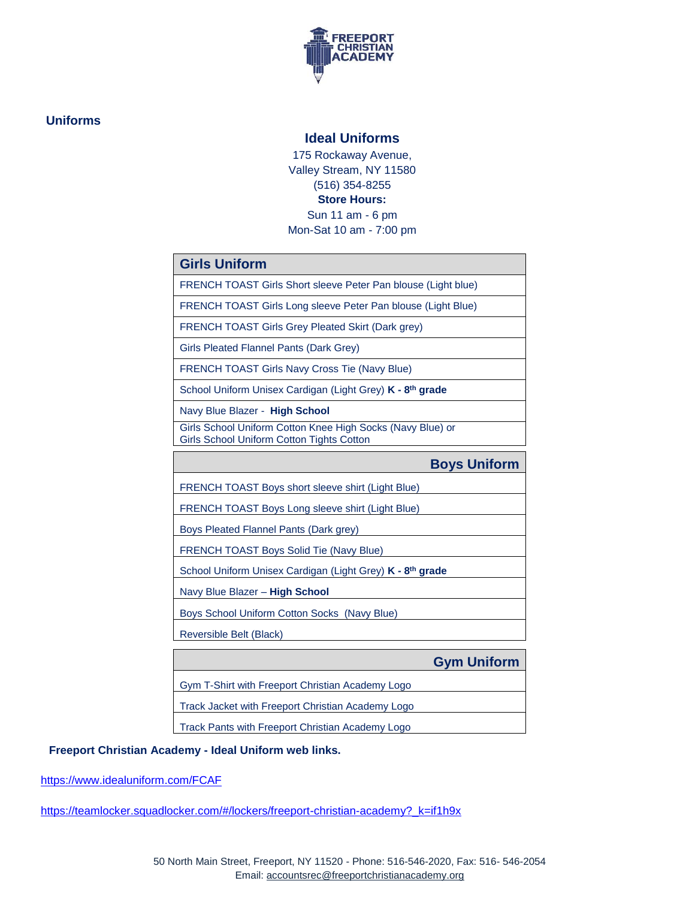## Uniforms

### Ideal Uniforms

175 Rockaway Avenue,
Valley Stream, NY 11580
(516) 354-8255

**Store Hours:**

Sun 11 am - 6 pm
Mon-Sat 10 am - 7:00 pm

| Girls Uniform |
|---|
| FRENCH TOAST Girls Short sleeve Peter Pan blouse (Light blue) |
| FRENCH TOAST Girls Long sleeve Peter Pan blouse (Light Blue) |
| FRENCH TOAST Girls Grey Pleated Skirt (Dark grey) |
| Girls Pleated Flannel Pants (Dark Grey) |
| FRENCH TOAST Girls Navy Cross Tie (Navy Blue) |
| School Uniform Unisex Cardigan (Light Grey) **K - 8th grade** |
| Navy Blue Blazer - **High School** |
| Girls School Uniform Cotton Knee High Socks (Navy Blue) or Girls School Uniform Cotton Tights Cotton |

| Boys Uniform |
|---|
| FRENCH TOAST Boys short sleeve shirt (Light Blue) |
| FRENCH TOAST Boys Long sleeve shirt (Light Blue) |
| Boys Pleated Flannel Pants (Dark grey) |
| FRENCH TOAST Boys Solid Tie (Navy Blue) |
| School Uniform Unisex Cardigan (Light Grey) **K - 8th grade** |
| Navy Blue Blazer – **High School** |
| Boys School Uniform Cotton Socks (Navy Blue) |
| Reversible Belt (Black) |

| Gym Uniform |
|---|
| Gym T-Shirt with Freeport Christian Academy Logo |
| Track Jacket with Freeport Christian Academy Logo |
| Track Pants with Freeport Christian Academy Logo |

**Freeport Christian Academy - Ideal Uniform web links.**

https://www.idealuniform.com/FCAF

https://teamlocker.squadlocker.com/#/lockers/freeport-christian-academy?_k=if1h9x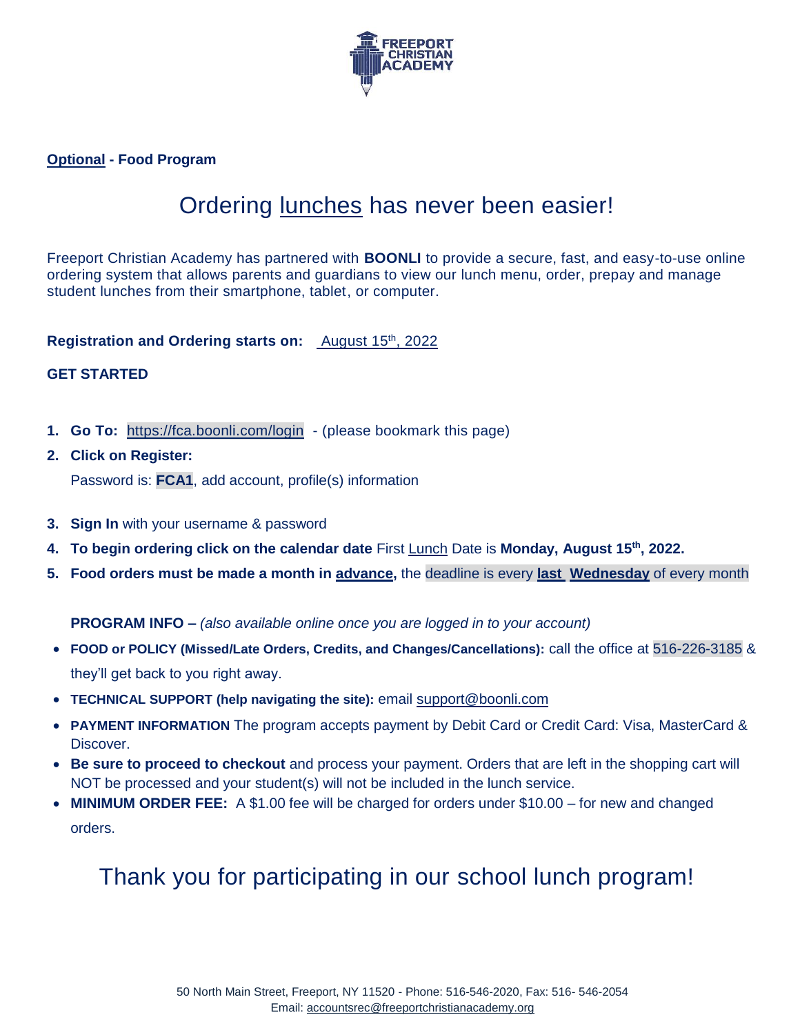**Optional - Food Program**

# Ordering lunches has never been easier!

Freeport Christian Academy has partnered with **BOONLI** to provide a secure, fast, and easy-to-use online ordering system that allows parents and guardians to view our lunch menu, order, prepay and manage student lunches from their smartphone, tablet, or computer.

**Registration and Ordering starts on:** August 15th, 2022

**GET STARTED**

1. **Go To:** https://fca.boonli.com/login - (please bookmark this page)
2. **Click on Register:**
   Password is: **FCA1**, add account, profile(s) information
3. **Sign In** with your username & password
4. **To begin ordering click on the calendar date** First Lunch Date is **Monday, August 15th, 2022.**
5. **Food orders must be made a month in advance,** the deadline is every **last Wednesday** of every month

**PROGRAM INFO –** *(also available online once you are logged in to your account)*

- **FOOD or POLICY (Missed/Late Orders, Credits, and Changes/Cancellations):** call the office at 516-226-3185 & they'll get back to you right away.
- **TECHNICAL SUPPORT (help navigating the site):** email support@boonli.com
- **PAYMENT INFORMATION** The program accepts payment by Debit Card or Credit Card: Visa, MasterCard & Discover.
- **Be sure to proceed to checkout** and process your payment. Orders that are left in the shopping cart will NOT be processed and your student(s) will not be included in the lunch service.
- **MINIMUM ORDER FEE:** A $1.00 fee will be charged for orders under $10.00 – for new and changed orders.

# Thank you for participating in our school lunch program!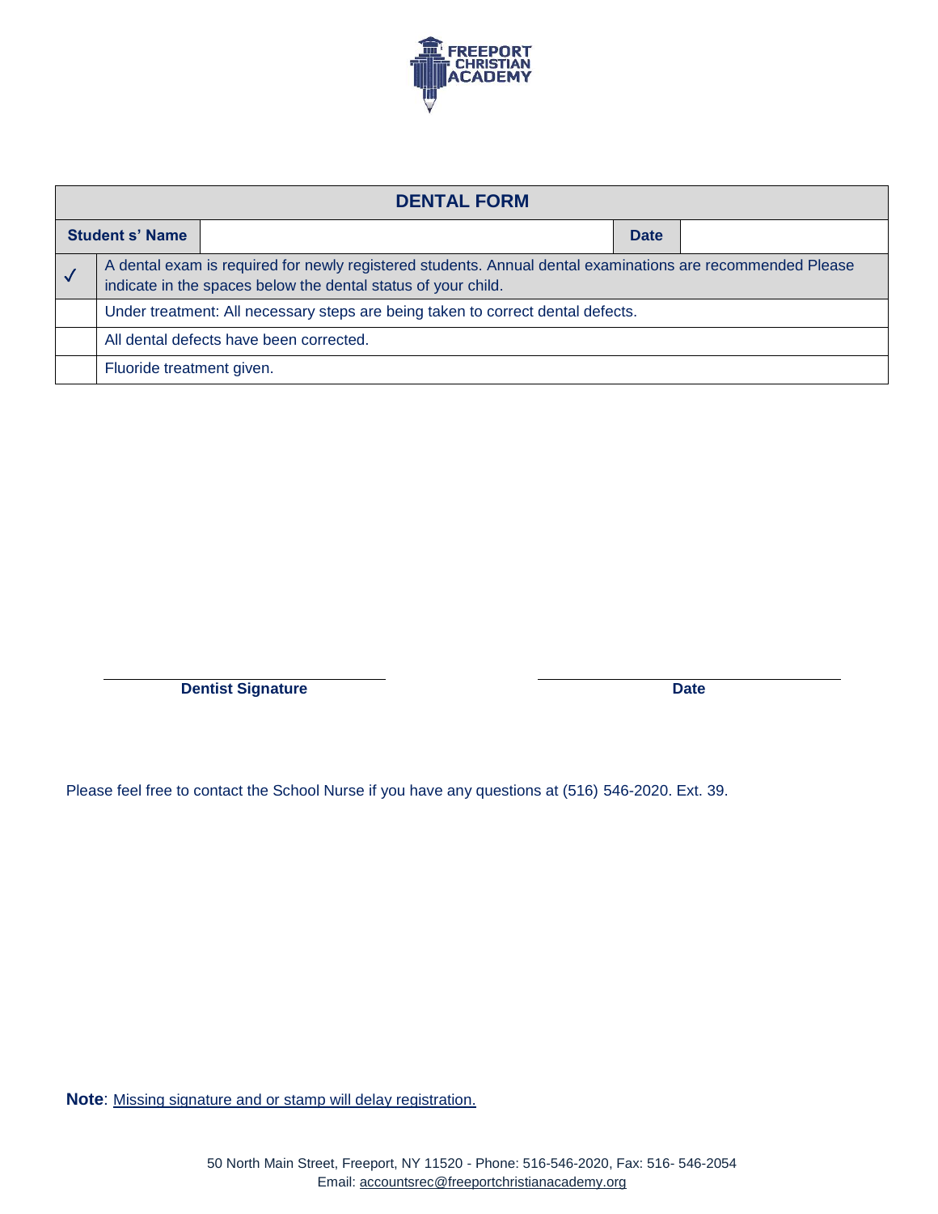FREEPORT CHRISTIAN ACADEMY

| DENTAL FORM | | | |
|---|---|---|---|
| **Student s' Name** | | **Date** | |

| | |
|---|---|
| ✓ | A dental exam is required for newly registered students. Annual dental examinations are recommended Please indicate in the spaces below the dental status of your child. |
| | Under treatment: All necessary steps are being taken to correct dental defects. |
| | All dental defects have been corrected. |
| | Fluoride treatment given. |

______________________________ **Dentist Signature**

______________________________ **Date**

Please feel free to contact the School Nurse if you have any questions at (516) 546-2020. Ext. 39.

**Note**: Missing signature and or stamp will delay registration.

50 North Main Street, Freeport, NY 11520 - Phone: 516-546-2020, Fax: 516- 546-2054
Email: accountsrec@freeportchristianacademy.org